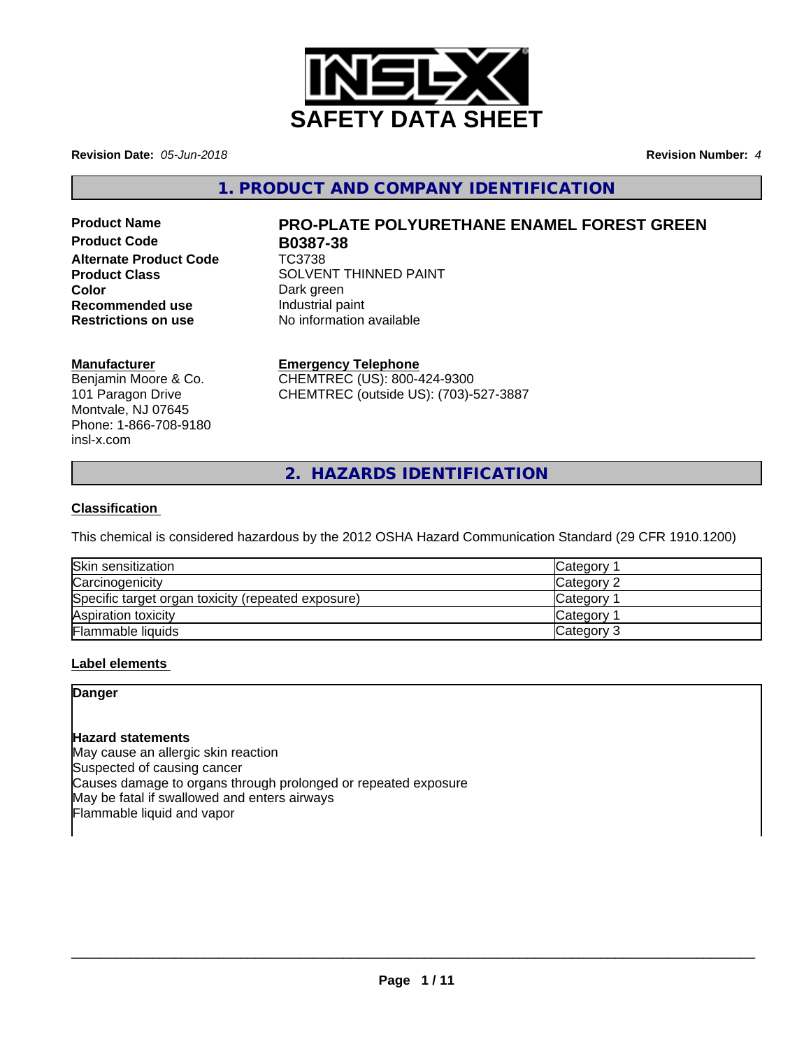# SAFETY DATA SHEET

**Revision Date:** *05-Jun-2018* **Revision Number:** *4*

## 1. PRODUCT AND COMPANY IDENTIFICATION

| | |
|---|---|
| **Product Name** | **PRO-PLATE POLYURETHANE ENAMEL FOREST GREEN** |
| **Product Code** | **B0387-38** |
| **Alternate Product Code** | TC3738 |
| **Product Class** | SOLVENT THINNED PAINT |
| **Color** | Dark green |
| **Recommended use** | Industrial paint |
| **Restrictions on use** | No information available |

**Manufacturer**
Benjamin Moore & Co.
101 Paragon Drive
Montvale, NJ 07645
Phone: 1-866-708-9180
insl-x.com

**Emergency Telephone**
CHEMTREC (US): 800-424-9300
CHEMTREC (outside US): (703)-527-3887

## 2. HAZARDS IDENTIFICATION

**Classification**

This chemical is considered hazardous by the 2012 OSHA Hazard Communication Standard (29 CFR 1910.1200)

| | |
|---|---|
| Skin sensitization | Category 1 |
| Carcinogenicity | Category 2 |
| Specific target organ toxicity (repeated exposure) | Category 1 |
| Aspiration toxicity | Category 1 |
| Flammable liquids | Category 3 |

**Label elements**

**Danger**

**Hazard statements**
May cause an allergic skin reaction
Suspected of causing cancer
Causes damage to organs through prolonged or repeated exposure
May be fatal if swallowed and enters airways
Flammable liquid and vapor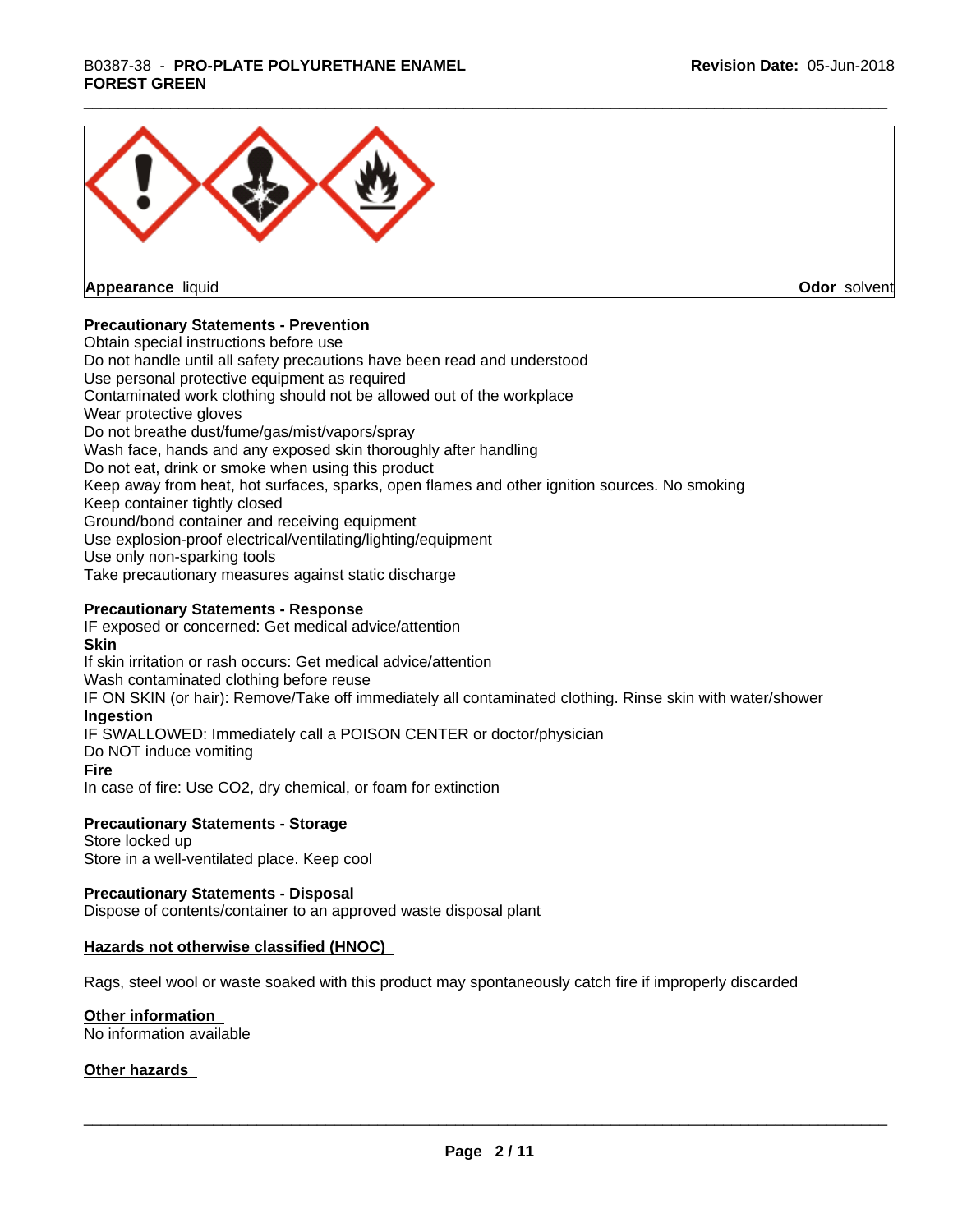Appearance liquid

Odor solvent

**Precautionary Statements - Prevention**

Obtain special instructions before use
Do not handle until all safety precautions have been read and understood
Use personal protective equipment as required
Contaminated work clothing should not be allowed out of the workplace
Wear protective gloves
Do not breathe dust/fume/gas/mist/vapors/spray
Wash face, hands and any exposed skin thoroughly after handling
Do not eat, drink or smoke when using this product
Keep away from heat, hot surfaces, sparks, open flames and other ignition sources. No smoking
Keep container tightly closed
Ground/bond container and receiving equipment
Use explosion-proof electrical/ventilating/lighting/equipment
Use only non-sparking tools
Take precautionary measures against static discharge

**Precautionary Statements - Response**

IF exposed or concerned: Get medical advice/attention

**Skin**

If skin irritation or rash occurs: Get medical advice/attention
Wash contaminated clothing before reuse
IF ON SKIN (or hair): Remove/Take off immediately all contaminated clothing. Rinse skin with water/shower

**Ingestion**

IF SWALLOWED: Immediately call a POISON CENTER or doctor/physician
Do NOT induce vomiting

**Fire**

In case of fire: Use CO2, dry chemical, or foam for extinction

**Precautionary Statements - Storage**

Store locked up
Store in a well-ventilated place. Keep cool

**Precautionary Statements - Disposal**

Dispose of contents/container to an approved waste disposal plant

**Hazards not otherwise classified (HNOC)**

Rags, steel wool or waste soaked with this product may spontaneously catch fire if improperly discarded

**Other information**

No information available

**Other hazards**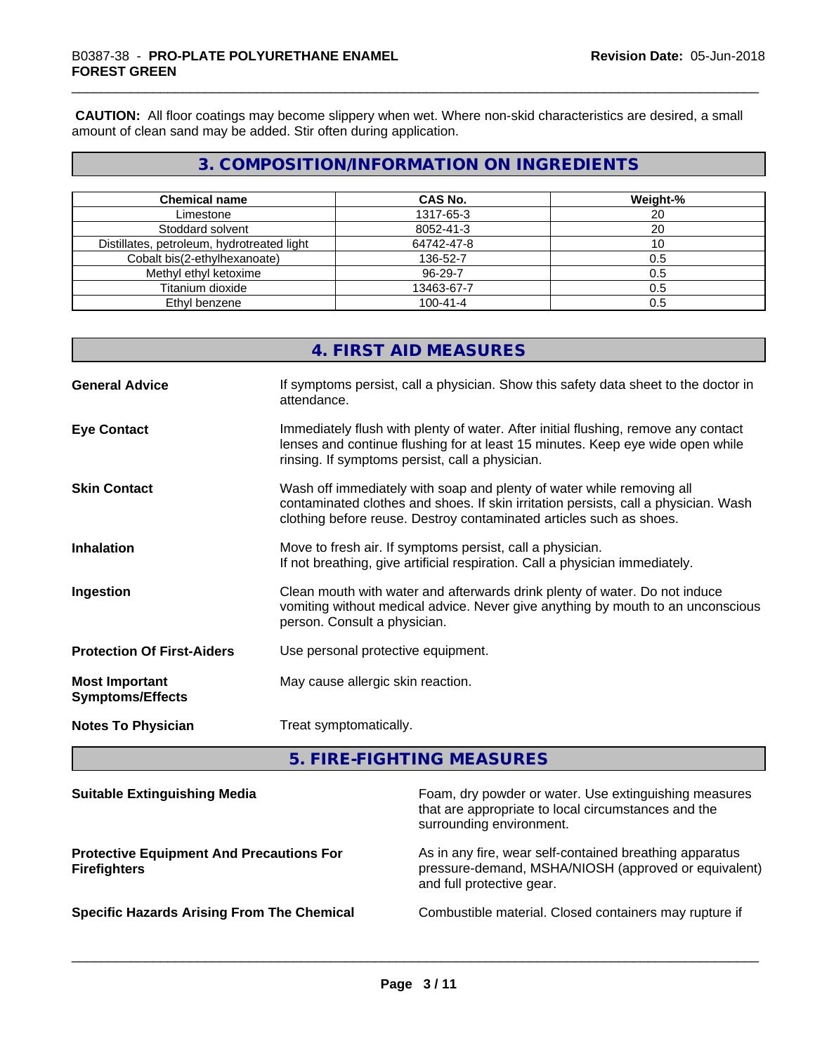**CAUTION:** All floor coatings may become slippery when wet. Where non-skid characteristics are desired, a small amount of clean sand may be added. Stir often during application.

## 3. COMPOSITION/INFORMATION ON INGREDIENTS

| Chemical name | CAS No. | Weight-% |
|---|---|---|
| Limestone | 1317-65-3 | 20 |
| Stoddard solvent | 8052-41-3 | 20 |
| Distillates, petroleum, hydrotreated light | 64742-47-8 | 10 |
| Cobalt bis(2-ethylhexanoate) | 136-52-7 | 0.5 |
| Methyl ethyl ketoxime | 96-29-7 | 0.5 |
| Titanium dioxide | 13463-67-7 | 0.5 |
| Ethyl benzene | 100-41-4 | 0.5 |

## 4. FIRST AID MEASURES

**General Advice** If symptoms persist, call a physician. Show this safety data sheet to the doctor in attendance.

**Eye Contact** Immediately flush with plenty of water. After initial flushing, remove any contact lenses and continue flushing for at least 15 minutes. Keep eye wide open while rinsing. If symptoms persist, call a physician.

**Skin Contact** Wash off immediately with soap and plenty of water while removing all contaminated clothes and shoes. If skin irritation persists, call a physician. Wash clothing before reuse. Destroy contaminated articles such as shoes.

**Inhalation** Move to fresh air. If symptoms persist, call a physician.
If not breathing, give artificial respiration. Call a physician immediately.

**Ingestion** Clean mouth with water and afterwards drink plenty of water. Do not induce vomiting without medical advice. Never give anything by mouth to an unconscious person. Consult a physician.

**Protection Of First-Aiders** Use personal protective equipment.

**Most Important Symptoms/Effects** May cause allergic skin reaction.

**Notes To Physician** Treat symptomatically.

## 5. FIRE-FIGHTING MEASURES

**Suitable Extinguishing Media** Foam, dry powder or water. Use extinguishing measures that are appropriate to local circumstances and the surrounding environment.

**Protective Equipment And Precautions For Firefighters** As in any fire, wear self-contained breathing apparatus pressure-demand, MSHA/NIOSH (approved or equivalent) and full protective gear.

**Specific Hazards Arising From The Chemical** Combustible material. Closed containers may rupture if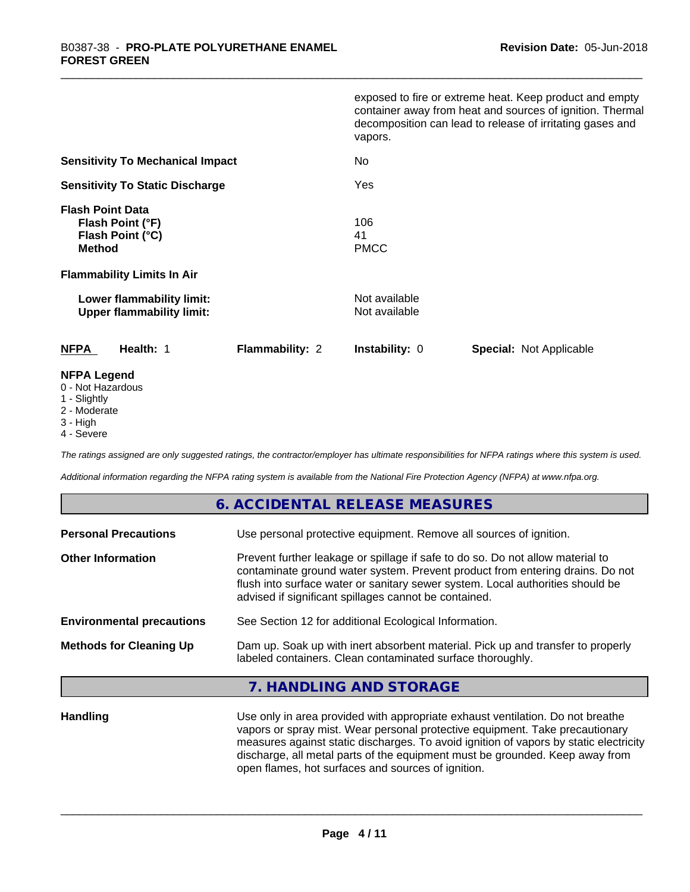exposed to fire or extreme heat. Keep product and empty container away from heat and sources of ignition. Thermal decomposition can lead to release of irritating gases and vapors.

| | |
|---|---|
| **Sensitivity To Mechanical Impact** | No |
| **Sensitivity To Static Discharge** | Yes |

**Flash Point Data**

| | |
|---|---|
| **Flash Point (°F)** | 106 |
| **Flash Point (°C)** | 41 |
| **Method** | PMCC |

**Flammability Limits In Air**

| | |
|---|---|
| **Lower flammability limit:** | Not available |
| **Upper flammability limit:** | Not available |

| **NFPA** | **Health:** 1 | **Flammability:** 2 | **Instability:** 0 | **Special:** Not Applicable |
|---|---|---|---|---|

**NFPA Legend**
- 0 - Not Hazardous
- 1 - Slightly
- 2 - Moderate
- 3 - High
- 4 - Severe

*The ratings assigned are only suggested ratings, the contractor/employer has ultimate responsibilities for NFPA ratings where this system is used.*

*Additional information regarding the NFPA rating system is available from the National Fire Protection Agency (NFPA) at www.nfpa.org.*

## 6. ACCIDENTAL RELEASE MEASURES

| | |
|---|---|
| **Personal Precautions** | Use personal protective equipment. Remove all sources of ignition. |
| **Other Information** | Prevent further leakage or spillage if safe to do so. Do not allow material to contaminate ground water system. Prevent product from entering drains. Do not flush into surface water or sanitary sewer system. Local authorities should be advised if significant spillages cannot be contained. |
| **Environmental precautions** | See Section 12 for additional Ecological Information. |
| **Methods for Cleaning Up** | Dam up. Soak up with inert absorbent material. Pick up and transfer to properly labeled containers. Clean contaminated surface thoroughly. |

## 7. HANDLING AND STORAGE

| | |
|---|---|
| **Handling** | Use only in area provided with appropriate exhaust ventilation. Do not breathe vapors or spray mist. Wear personal protective equipment. Take precautionary measures against static discharges. To avoid ignition of vapors by static electricity discharge, all metal parts of the equipment must be grounded. Keep away from open flames, hot surfaces and sources of ignition. |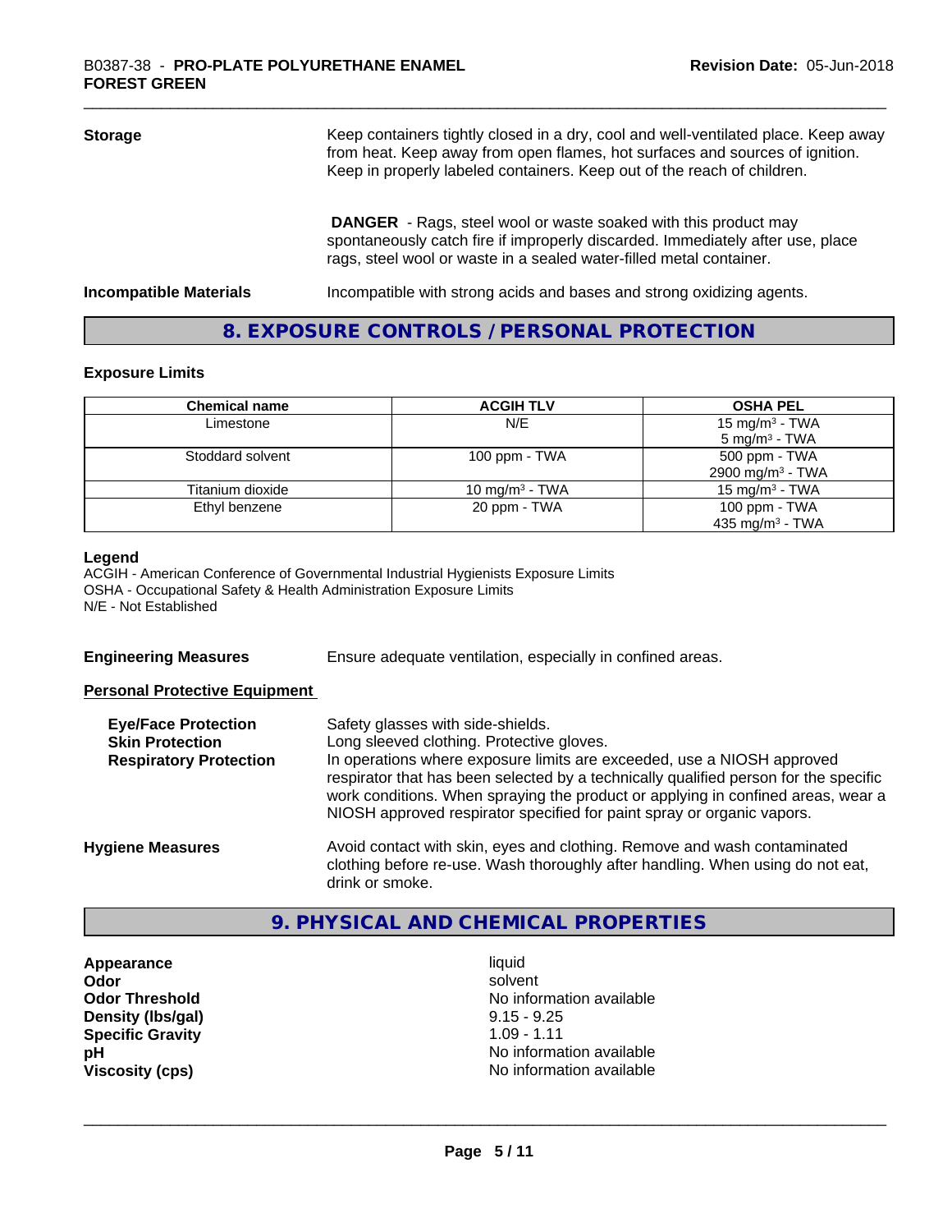| | |
|---|---|
| **Storage** | Keep containers tightly closed in a dry, cool and well-ventilated place. Keep away from heat. Keep away from open flames, hot surfaces and sources of ignition. Keep in properly labeled containers. Keep out of the reach of children. |
| | **DANGER** - Rags, steel wool or waste soaked with this product may spontaneously catch fire if improperly discarded. Immediately after use, place rags, steel wool or waste in a sealed water-filled metal container. |
| **Incompatible Materials** | Incompatible with strong acids and bases and strong oxidizing agents. |

## 8. EXPOSURE CONTROLS / PERSONAL PROTECTION

### Exposure Limits

| Chemical name | ACGIH TLV | OSHA PEL |
|---|---|---|
| Limestone | N/E | 15 mg/m³ - TWA<br>5 mg/m³ - TWA |
| Stoddard solvent | 100 ppm - TWA | 500 ppm - TWA<br>2900 mg/m³ - TWA |
| Titanium dioxide | 10 mg/m³ - TWA | 15 mg/m³ - TWA |
| Ethyl benzene | 20 ppm - TWA | 100 ppm - TWA<br>435 mg/m³ - TWA |

**Legend**
ACGIH - American Conference of Governmental Industrial Hygienists Exposure Limits
OSHA - Occupational Safety & Health Administration Exposure Limits
N/E - Not Established

**Engineering Measures** Ensure adequate ventilation, especially in confined areas.

**Personal Protective Equipment**

| | |
|---|---|
| **Eye/Face Protection** | Safety glasses with side-shields. |
| **Skin Protection** | Long sleeved clothing. Protective gloves. |
| **Respiratory Protection** | In operations where exposure limits are exceeded, use a NIOSH approved respirator that has been selected by a technically qualified person for the specific work conditions. When spraying the product or applying in confined areas, wear a NIOSH approved respirator specified for paint spray or organic vapors. |
| **Hygiene Measures** | Avoid contact with skin, eyes and clothing. Remove and wash contaminated clothing before re-use. Wash thoroughly after handling. When using do not eat, drink or smoke. |

## 9. PHYSICAL AND CHEMICAL PROPERTIES

| | |
|---|---|
| **Appearance** | liquid |
| **Odor** | solvent |
| **Odor Threshold** | No information available |
| **Density (lbs/gal)** | 9.15 - 9.25 |
| **Specific Gravity** | 1.09 - 1.11 |
| **pH** | No information available |
| **Viscosity (cps)** | No information available |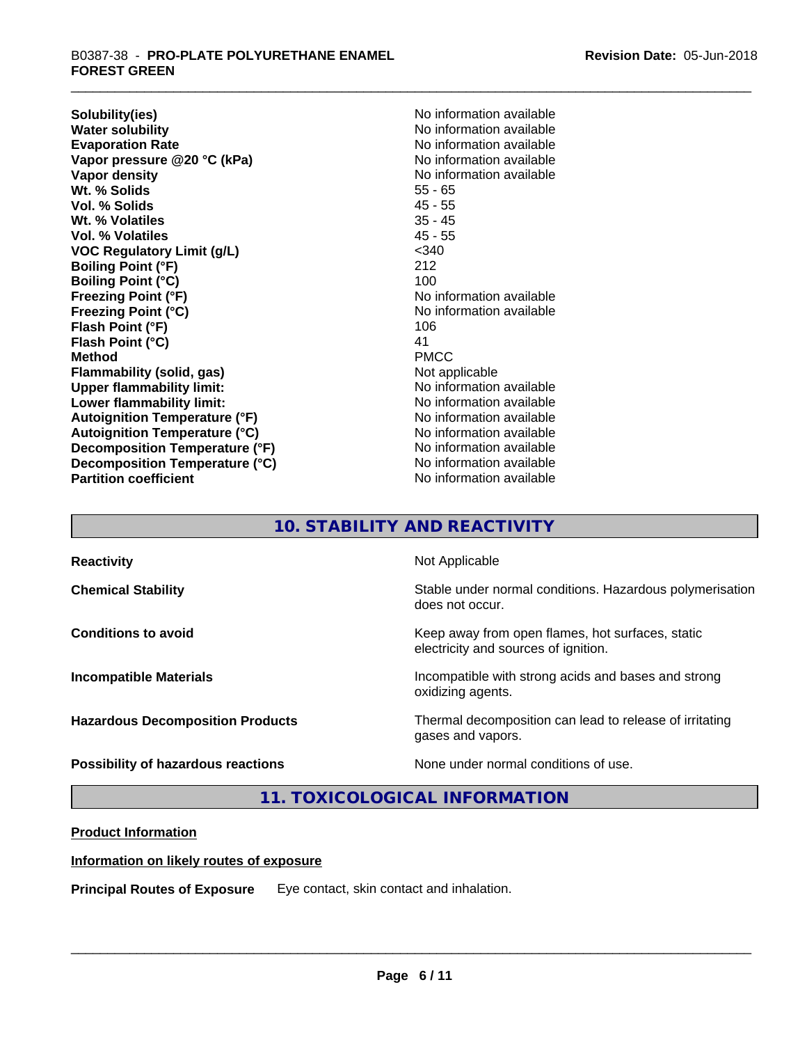| | |
|---|---|
| **Solubility(ies)** | No information available |
| **Water solubility** | No information available |
| **Evaporation Rate** | No information available |
| **Vapor pressure @20 °C (kPa)** | No information available |
| **Vapor density** | No information available |
| **Wt. % Solids** | 55 - 65 |
| **Vol. % Solids** | 45 - 55 |
| **Wt. % Volatiles** | 35 - 45 |
| **Vol. % Volatiles** | 45 - 55 |
| **VOC Regulatory Limit (g/L)** | <340 |
| **Boiling Point (°F)** | 212 |
| **Boiling Point (°C)** | 100 |
| **Freezing Point (°F)** | No information available |
| **Freezing Point (°C)** | No information available |
| **Flash Point (°F)** | 106 |
| **Flash Point (°C)** | 41 |
| **Method** | PMCC |
| **Flammability (solid, gas)** | Not applicable |
| **Upper flammability limit:** | No information available |
| **Lower flammability limit:** | No information available |
| **Autoignition Temperature (°F)** | No information available |
| **Autoignition Temperature (°C)** | No information available |
| **Decomposition Temperature (°F)** | No information available |
| **Decomposition Temperature (°C)** | No information available |
| **Partition coefficient** | No information available |

## 10. STABILITY AND REACTIVITY

| | |
|---|---|
| **Reactivity** | Not Applicable |
| **Chemical Stability** | Stable under normal conditions. Hazardous polymerisation does not occur. |
| **Conditions to avoid** | Keep away from open flames, hot surfaces, static electricity and sources of ignition. |
| **Incompatible Materials** | Incompatible with strong acids and bases and strong oxidizing agents. |
| **Hazardous Decomposition Products** | Thermal decomposition can lead to release of irritating gases and vapors. |
| **Possibility of hazardous reactions** | None under normal conditions of use. |

## 11. TOXICOLOGICAL INFORMATION

**Product Information**

**Information on likely routes of exposure**

**Principal Routes of Exposure** Eye contact, skin contact and inhalation.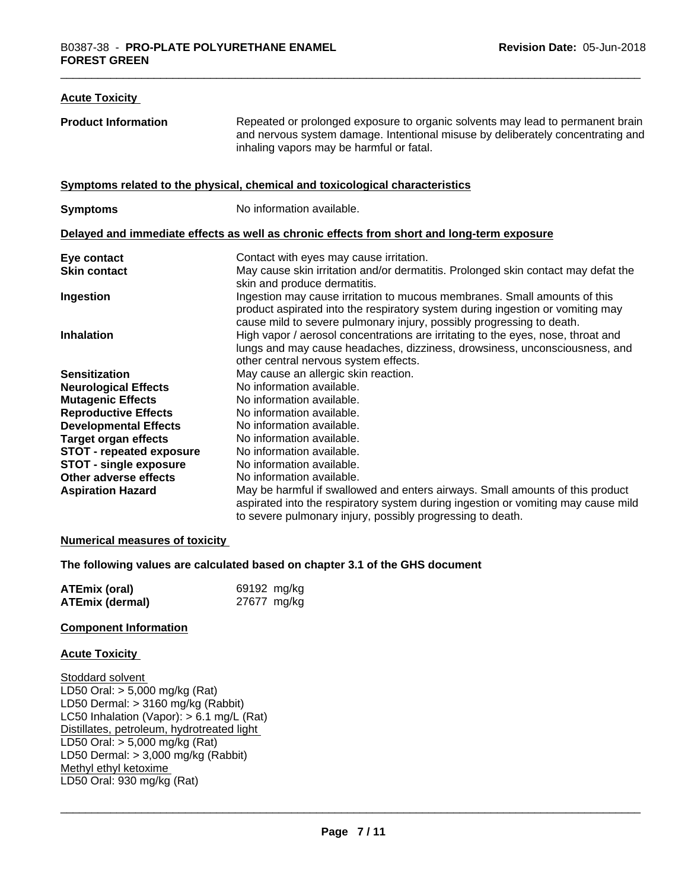### Acute Toxicity

| | |
|---|---|
| **Product Information** | Repeated or prolonged exposure to organic solvents may lead to permanent brain and nervous system damage. Intentional misuse by deliberately concentrating and inhaling vapors may be harmful or fatal. |

### Symptoms related to the physical, chemical and toxicological characteristics

| | |
|---|---|
| **Symptoms** | No information available. |

### Delayed and immediate effects as well as chronic effects from short and long-term exposure

| | |
|---|---|
| **Eye contact** | Contact with eyes may cause irritation. |
| **Skin contact** | May cause skin irritation and/or dermatitis. Prolonged skin contact may defat the skin and produce dermatitis. |
| **Ingestion** | Ingestion may cause irritation to mucous membranes. Small amounts of this product aspirated into the respiratory system during ingestion or vomiting may cause mild to severe pulmonary injury, possibly progressing to death. |
| **Inhalation** | High vapor / aerosol concentrations are irritating to the eyes, nose, throat and lungs and may cause headaches, dizziness, drowsiness, unconsciousness, and other central nervous system effects. |
| **Sensitization** | May cause an allergic skin reaction. |
| **Neurological Effects** | No information available. |
| **Mutagenic Effects** | No information available. |
| **Reproductive Effects** | No information available. |
| **Developmental Effects** | No information available. |
| **Target organ effects** | No information available. |
| **STOT - repeated exposure** | No information available. |
| **STOT - single exposure** | No information available. |
| **Other adverse effects** | No information available. |
| **Aspiration Hazard** | May be harmful if swallowed and enters airways. Small amounts of this product aspirated into the respiratory system during ingestion or vomiting may cause mild to severe pulmonary injury, possibly progressing to death. |

### Numerical measures of toxicity

**The following values are calculated based on chapter 3.1 of the GHS document**

| | |
|---|---|
| **ATEmix (oral)** | 69192 mg/kg |
| **ATEmix (dermal)** | 27677 mg/kg |

### Component Information

### Acute Toxicity

Stoddard solvent
LD50 Oral: > 5,000 mg/kg (Rat)
LD50 Dermal: > 3160 mg/kg (Rabbit)
LC50 Inhalation (Vapor): > 6.1 mg/L (Rat)
Distillates, petroleum, hydrotreated light
LD50 Oral: > 5,000 mg/kg (Rat)
LD50 Dermal: > 3,000 mg/kg (Rabbit)
Methyl ethyl ketoxime
LD50 Oral: 930 mg/kg (Rat)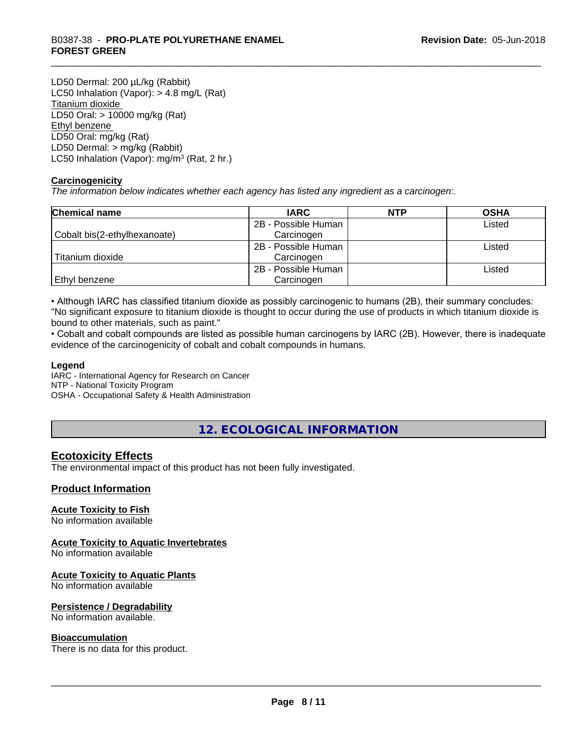LD50 Dermal: 200 µL/kg (Rabbit)
LC50 Inhalation (Vapor): > 4.8 mg/L (Rat)
Titanium dioxide
LD50 Oral: > 10000 mg/kg (Rat)
Ethyl benzene
LD50 Oral: mg/kg (Rat)
LD50 Dermal: > mg/kg (Rabbit)
LC50 Inhalation (Vapor): mg/m³ (Rat, 2 hr.)

**Carcinogenicity**

*The information below indicates whether each agency has listed any ingredient as a carcinogen:.*

| Chemical name | IARC | NTP | OSHA |
|---|---|---|---|
| Cobalt bis(2-ethylhexanoate) | 2B - Possible Human Carcinogen | | Listed |
| Titanium dioxide | 2B - Possible Human Carcinogen | | Listed |
| Ethyl benzene | 2B - Possible Human Carcinogen | | Listed |

• Although IARC has classified titanium dioxide as possibly carcinogenic to humans (2B), their summary concludes: "No significant exposure to titanium dioxide is thought to occur during the use of products in which titanium dioxide is bound to other materials, such as paint."
• Cobalt and cobalt compounds are listed as possible human carcinogens by IARC (2B). However, there is inadequate evidence of the carcinogenicity of cobalt and cobalt compounds in humans.

**Legend**

IARC - International Agency for Research on Cancer
NTP - National Toxicity Program
OSHA - Occupational Safety & Health Administration

## 12. ECOLOGICAL INFORMATION

### Ecotoxicity Effects

The environmental impact of this product has not been fully investigated.

### Product Information

**Acute Toxicity to Fish**
No information available

**Acute Toxicity to Aquatic Invertebrates**
No information available

**Acute Toxicity to Aquatic Plants**
No information available

**Persistence / Degradability**
No information available.

**Bioaccumulation**
There is no data for this product.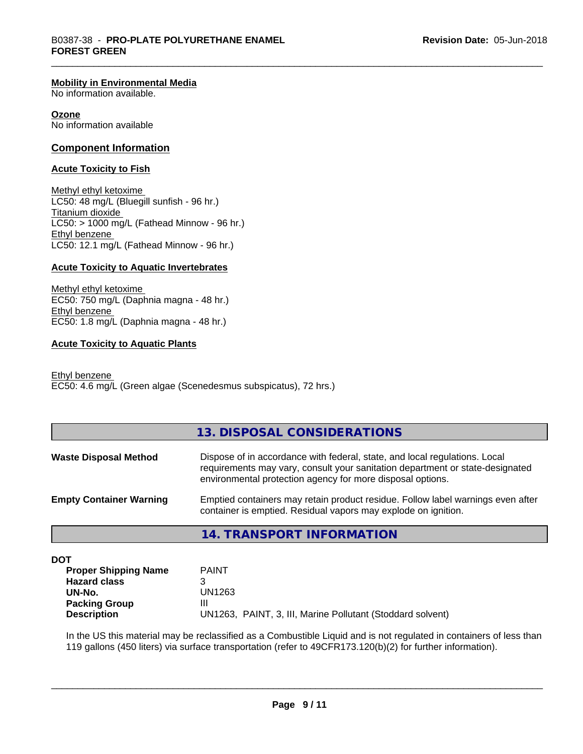#### Mobility in Environmental Media

No information available.

#### Ozone

No information available

### Component Information

#### Acute Toxicity to Fish

Methyl ethyl ketoxime
LC50: 48 mg/L (Bluegill sunfish - 96 hr.)
Titanium dioxide
LC50: > 1000 mg/L (Fathead Minnow - 96 hr.)
Ethyl benzene
LC50: 12.1 mg/L (Fathead Minnow - 96 hr.)

#### Acute Toxicity to Aquatic Invertebrates

Methyl ethyl ketoxime
EC50: 750 mg/L (Daphnia magna - 48 hr.)
Ethyl benzene
EC50: 1.8 mg/L (Daphnia magna - 48 hr.)

#### Acute Toxicity to Aquatic Plants

Ethyl benzene
EC50: 4.6 mg/L (Green algae (Scenedesmus subspicatus), 72 hrs.)

## 13. DISPOSAL CONSIDERATIONS

**Waste Disposal Method** — Dispose of in accordance with federal, state, and local regulations. Local requirements may vary, consult your sanitation department or state-designated environmental protection agency for more disposal options.

**Empty Container Warning** — Emptied containers may retain product residue. Follow label warnings even after container is emptied. Residual vapors may explode on ignition.

## 14. TRANSPORT INFORMATION

**DOT**

| | |
|---|---|
| **Proper Shipping Name** | PAINT |
| **Hazard class** | 3 |
| **UN-No.** | UN1263 |
| **Packing Group** | III |
| **Description** | UN1263, PAINT, 3, III, Marine Pollutant (Stoddard solvent) |

In the US this material may be reclassified as a Combustible Liquid and is not regulated in containers of less than 119 gallons (450 liters) via surface transportation (refer to 49CFR173.120(b)(2) for further information).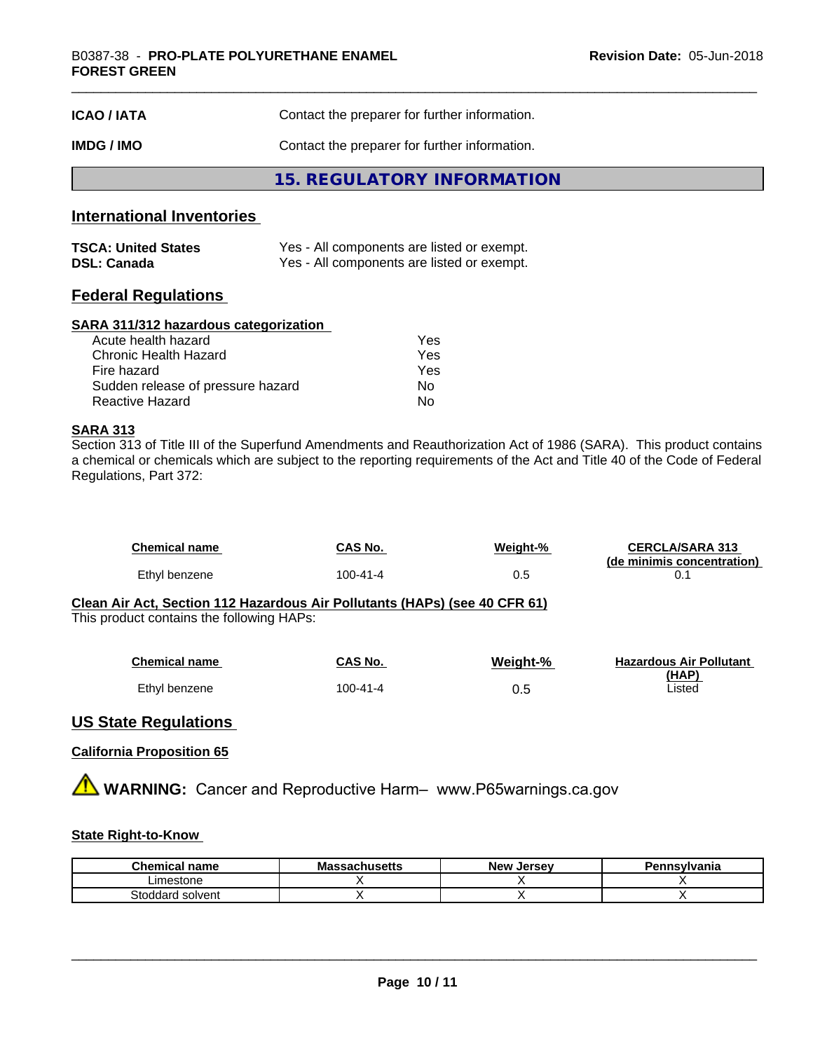| | |
|---|---|
| **ICAO / IATA** | Contact the preparer for further information. |
| **IMDG / IMO** | Contact the preparer for further information. |

## 15. REGULATORY INFORMATION

### International Inventories

| | |
|---|---|
| **TSCA: United States** | Yes - All components are listed or exempt. |
| **DSL: Canada** | Yes - All components are listed or exempt. |

### Federal Regulations

**SARA 311/312 hazardous categorization**

| | |
|---|---|
| Acute health hazard | Yes |
| Chronic Health Hazard | Yes |
| Fire hazard | Yes |
| Sudden release of pressure hazard | No |
| Reactive Hazard | No |

**SARA 313**

Section 313 of Title III of the Superfund Amendments and Reauthorization Act of 1986 (SARA). This product contains a chemical or chemicals which are subject to the reporting requirements of the Act and Title 40 of the Code of Federal Regulations, Part 372:

| Chemical name | CAS No. | Weight-% | CERCLA/SARA 313 (de minimis concentration) |
|---|---|---|---|
| Ethyl benzene | 100-41-4 | 0.5 | 0.1 |

**Clean Air Act, Section 112 Hazardous Air Pollutants (HAPs) (see 40 CFR 61)**

This product contains the following HAPs:

| Chemical name | CAS No. | Weight-% | Hazardous Air Pollutant (HAP) |
|---|---|---|---|
| Ethyl benzene | 100-41-4 | 0.5 | Listed |

### US State Regulations

**California Proposition 65**

⚠ **WARNING:** Cancer and Reproductive Harm– www.P65warnings.ca.gov

**State Right-to-Know**

| Chemical name | Massachusetts | New Jersey | Pennsylvania |
|---|---|---|---|
| Limestone | X | X | X |
| Stoddard solvent | X | X | X |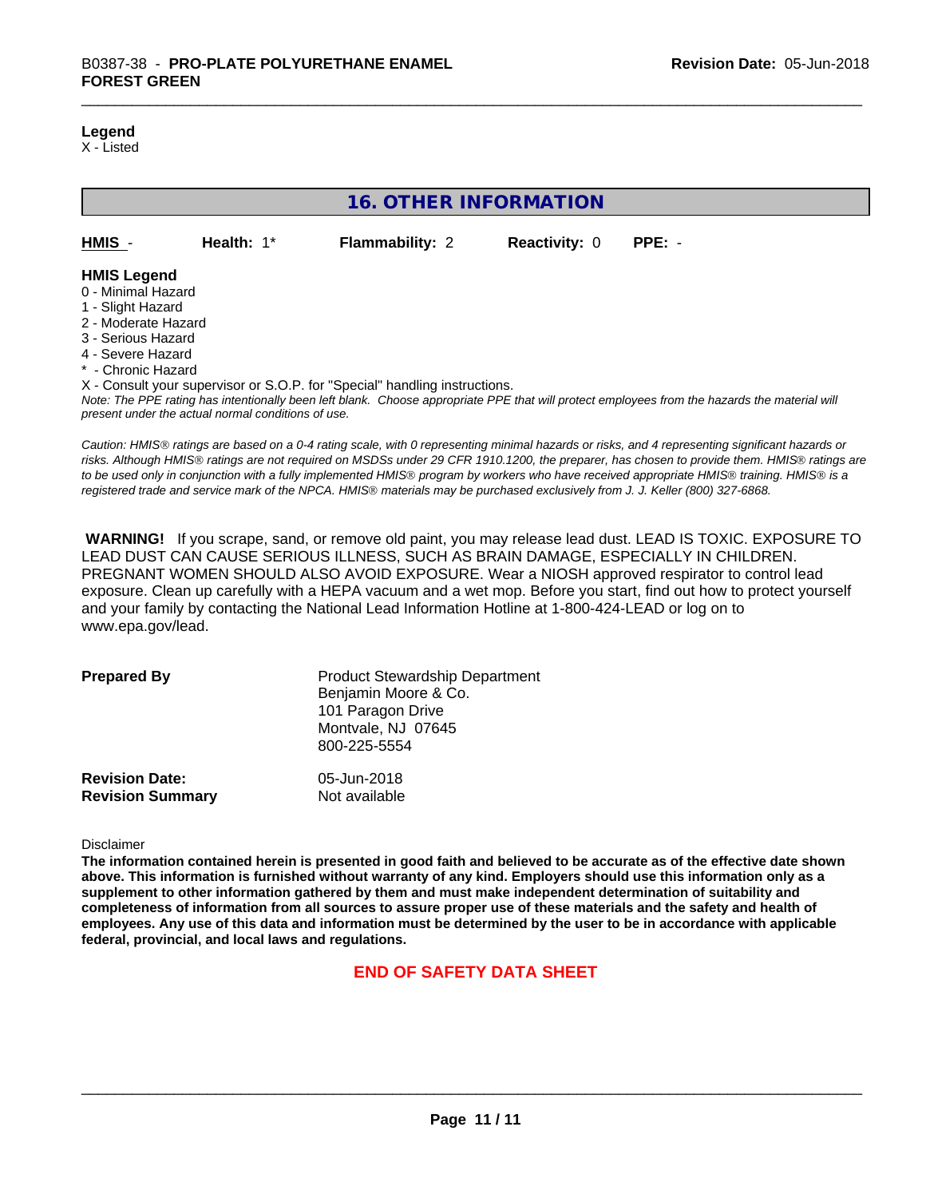**Legend**
X - Listed

## 16. OTHER INFORMATION

| HMIS - | Health: 1* | Flammability: 2 | Reactivity: 0 | PPE: - |
|---|---|---|---|---|

**HMIS Legend**
0 - Minimal Hazard
1 - Slight Hazard
2 - Moderate Hazard
3 - Serious Hazard
4 - Severe Hazard
* - Chronic Hazard
X - Consult your supervisor or S.O.P. for "Special" handling instructions.

*Note: The PPE rating has intentionally been left blank. Choose appropriate PPE that will protect employees from the hazards the material will present under the actual normal conditions of use.*

*Caution: HMIS® ratings are based on a 0-4 rating scale, with 0 representing minimal hazards or risks, and 4 representing significant hazards or risks. Although HMIS® ratings are not required on MSDSs under 29 CFR 1910.1200, the preparer, has chosen to provide them. HMIS® ratings are to be used only in conjunction with a fully implemented HMIS® program by workers who have received appropriate HMIS® training. HMIS® is a registered trade and service mark of the NPCA. HMIS® materials may be purchased exclusively from J. J. Keller (800) 327-6868.*

**WARNING!** If you scrape, sand, or remove old paint, you may release lead dust. LEAD IS TOXIC. EXPOSURE TO LEAD DUST CAN CAUSE SERIOUS ILLNESS, SUCH AS BRAIN DAMAGE, ESPECIALLY IN CHILDREN. PREGNANT WOMEN SHOULD ALSO AVOID EXPOSURE. Wear a NIOSH approved respirator to control lead exposure. Clean up carefully with a HEPA vacuum and a wet mop. Before you start, find out how to protect yourself and your family by contacting the National Lead Information Hotline at 1-800-424-LEAD or log on to www.epa.gov/lead.

**Prepared By**
Product Stewardship Department
Benjamin Moore & Co.
101 Paragon Drive
Montvale, NJ 07645
800-225-5554

**Revision Date:** 05-Jun-2018
**Revision Summary** Not available

Disclaimer
**The information contained herein is presented in good faith and believed to be accurate as of the effective date shown above. This information is furnished without warranty of any kind. Employers should use this information only as a supplement to other information gathered by them and must make independent determination of suitability and completeness of information from all sources to assure proper use of these materials and the safety and health of employees. Any use of this data and information must be determined by the user to be in accordance with applicable federal, provincial, and local laws and regulations.**

**END OF SAFETY DATA SHEET**